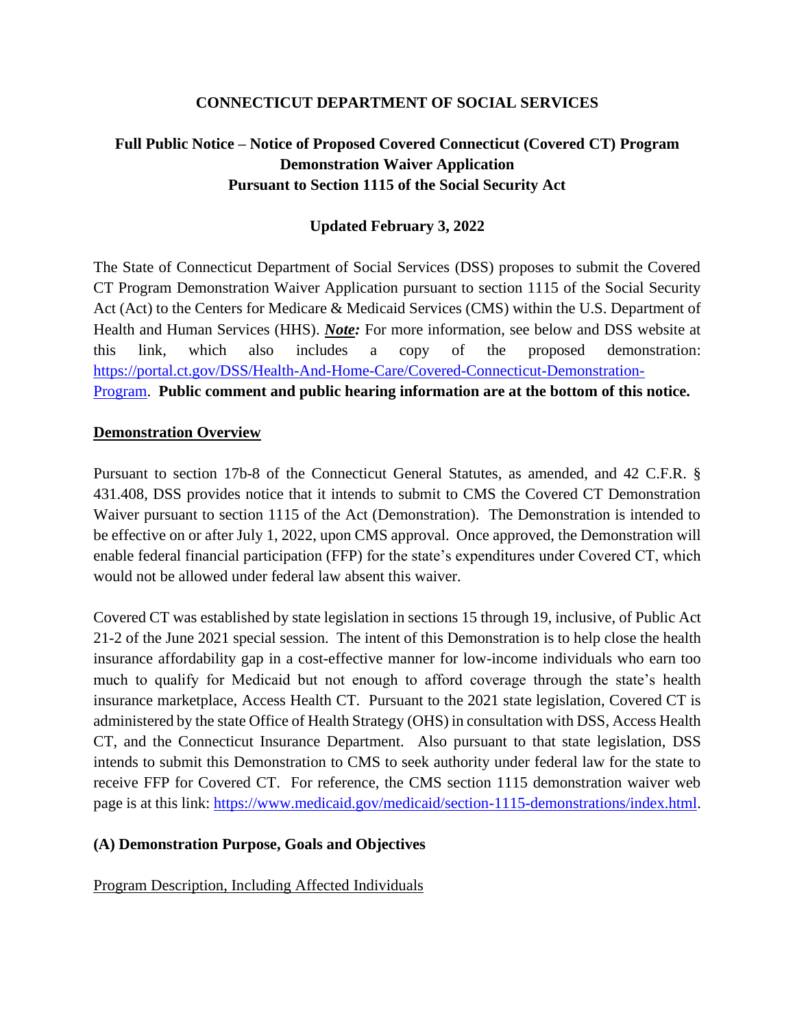**CONNECTICUT DEPARTMENT OF SOCIAL SERVICES**

**Full Public Notice – Notice of Proposed Covered Connecticut (Covered CT) Program Demonstration Waiver Application Pursuant to Section 1115 of the Social Security Act**

**Updated February 3, 2022**

The State of Connecticut Department of Social Services (DSS) proposes to submit the Covered CT Program Demonstration Waiver Application pursuant to section 1115 of the Social Security Act (Act) to the Centers for Medicare & Medicaid Services (CMS) within the U.S. Department of Health and Human Services (HHS). ***Note:*** For more information, see below and DSS website at this link, which also includes a copy of the proposed demonstration: [https://portal.ct.gov/DSS/Health-And-Home-Care/Covered-Connecticut-Demonstration-Program](https://portal.ct.gov/DSS/Health-And-Home-Care/Covered-Connecticut-Demonstration-Program). **Public comment and public hearing information are at the bottom of this notice.**

**Demonstration Overview**

Pursuant to section 17b-8 of the Connecticut General Statutes, as amended, and 42 C.F.R. § 431.408, DSS provides notice that it intends to submit to CMS the Covered CT Demonstration Waiver pursuant to section 1115 of the Act (Demonstration). The Demonstration is intended to be effective on or after July 1, 2022, upon CMS approval. Once approved, the Demonstration will enable federal financial participation (FFP) for the state's expenditures under Covered CT, which would not be allowed under federal law absent this waiver.

Covered CT was established by state legislation in sections 15 through 19, inclusive, of Public Act 21-2 of the June 2021 special session. The intent of this Demonstration is to help close the health insurance affordability gap in a cost-effective manner for low-income individuals who earn too much to qualify for Medicaid but not enough to afford coverage through the state's health insurance marketplace, Access Health CT. Pursuant to the 2021 state legislation, Covered CT is administered by the state Office of Health Strategy (OHS) in consultation with DSS, Access Health CT, and the Connecticut Insurance Department. Also pursuant to that state legislation, DSS intends to submit this Demonstration to CMS to seek authority under federal law for the state to receive FFP for Covered CT. For reference, the CMS section 1115 demonstration waiver web page is at this link: [https://www.medicaid.gov/medicaid/section-1115-demonstrations/index.html](https://www.medicaid.gov/medicaid/section-1115-demonstrations/index.html).

**(A) Demonstration Purpose, Goals and Objectives**

Program Description, Including Affected Individuals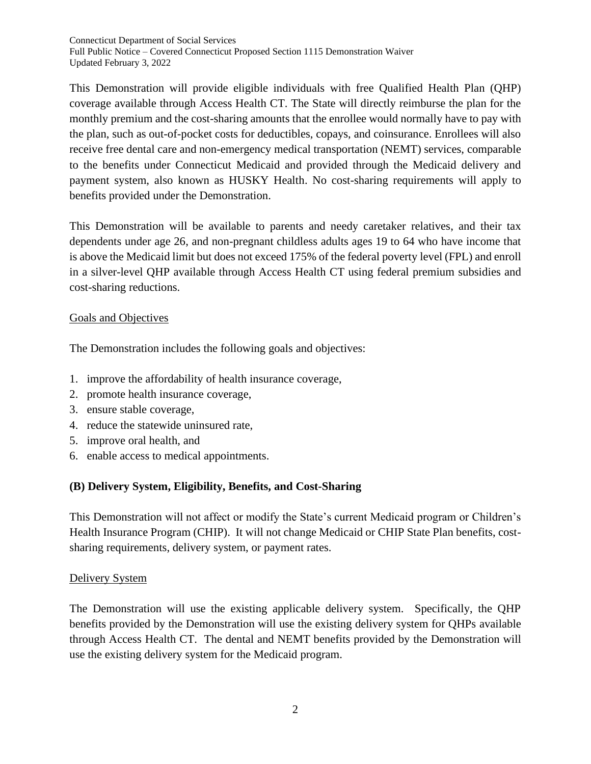This Demonstration will provide eligible individuals with free Qualified Health Plan (QHP) coverage available through Access Health CT. The State will directly reimburse the plan for the monthly premium and the cost-sharing amounts that the enrollee would normally have to pay with the plan, such as out-of-pocket costs for deductibles, copays, and coinsurance. Enrollees will also receive free dental care and non-emergency medical transportation (NEMT) services, comparable to the benefits under Connecticut Medicaid and provided through the Medicaid delivery and payment system, also known as HUSKY Health. No cost-sharing requirements will apply to benefits provided under the Demonstration.

This Demonstration will be available to parents and needy caretaker relatives, and their tax dependents under age 26, and non-pregnant childless adults ages 19 to 64 who have income that is above the Medicaid limit but does not exceed 175% of the federal poverty level (FPL) and enroll in a silver-level QHP available through Access Health CT using federal premium subsidies and cost-sharing reductions.

Goals and Objectives

The Demonstration includes the following goals and objectives:

1. improve the affordability of health insurance coverage,
2. promote health insurance coverage,
3. ensure stable coverage,
4. reduce the statewide uninsured rate,
5. improve oral health, and
6. enable access to medical appointments.

### (B) Delivery System, Eligibility, Benefits, and Cost-Sharing

This Demonstration will not affect or modify the State's current Medicaid program or Children's Health Insurance Program (CHIP). It will not change Medicaid or CHIP State Plan benefits, cost-sharing requirements, delivery system, or payment rates.

Delivery System

The Demonstration will use the existing applicable delivery system. Specifically, the QHP benefits provided by the Demonstration will use the existing delivery system for QHPs available through Access Health CT. The dental and NEMT benefits provided by the Demonstration will use the existing delivery system for the Medicaid program.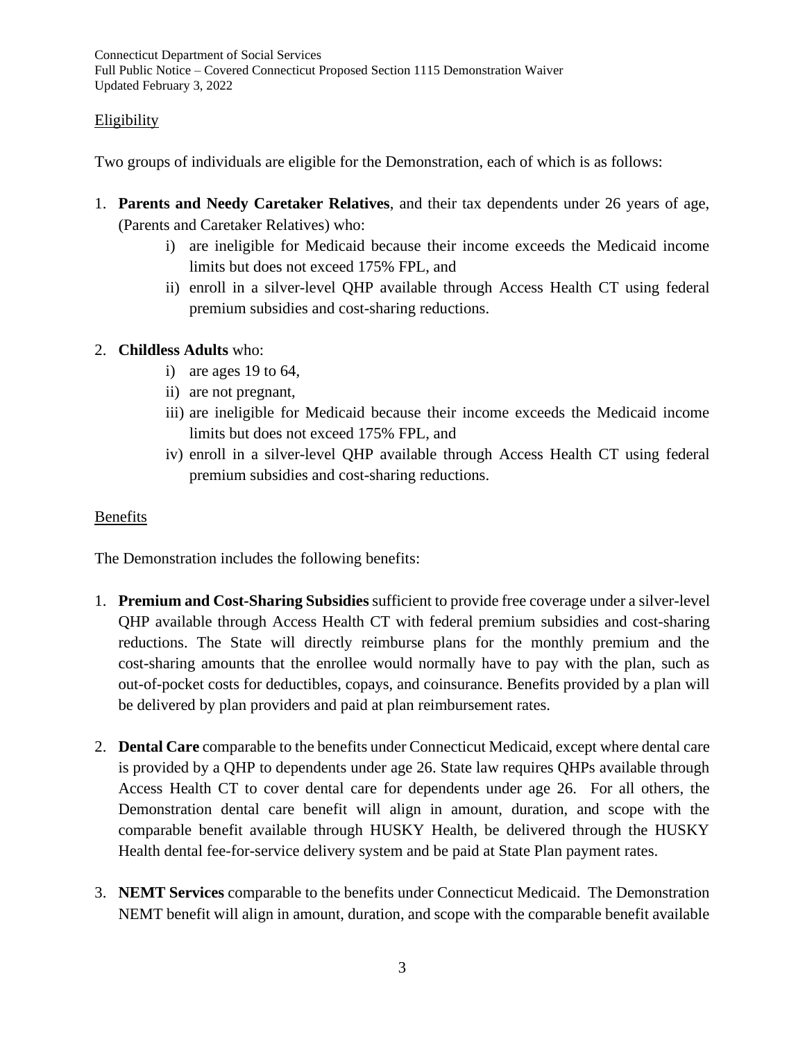Eligibility

Two groups of individuals are eligible for the Demonstration, each of which is as follows:

1. **Parents and Needy Caretaker Relatives**, and their tax dependents under 26 years of age, (Parents and Caretaker Relatives) who:
    i) are ineligible for Medicaid because their income exceeds the Medicaid income limits but does not exceed 175% FPL, and
    ii) enroll in a silver-level QHP available through Access Health CT using federal premium subsidies and cost-sharing reductions.

2. **Childless Adults** who:
    i) are ages 19 to 64,
    ii) are not pregnant,
    iii) are ineligible for Medicaid because their income exceeds the Medicaid income limits but does not exceed 175% FPL, and
    iv) enroll in a silver-level QHP available through Access Health CT using federal premium subsidies and cost-sharing reductions.

Benefits

The Demonstration includes the following benefits:

1. **Premium and Cost-Sharing Subsidies** sufficient to provide free coverage under a silver-level QHP available through Access Health CT with federal premium subsidies and cost-sharing reductions. The State will directly reimburse plans for the monthly premium and the cost-sharing amounts that the enrollee would normally have to pay with the plan, such as out-of-pocket costs for deductibles, copays, and coinsurance. Benefits provided by a plan will be delivered by plan providers and paid at plan reimbursement rates.

2. **Dental Care** comparable to the benefits under Connecticut Medicaid, except where dental care is provided by a QHP to dependents under age 26. State law requires QHPs available through Access Health CT to cover dental care for dependents under age 26. For all others, the Demonstration dental care benefit will align in amount, duration, and scope with the comparable benefit available through HUSKY Health, be delivered through the HUSKY Health dental fee-for-service delivery system and be paid at State Plan payment rates.

3. **NEMT Services** comparable to the benefits under Connecticut Medicaid. The Demonstration NEMT benefit will align in amount, duration, and scope with the comparable benefit available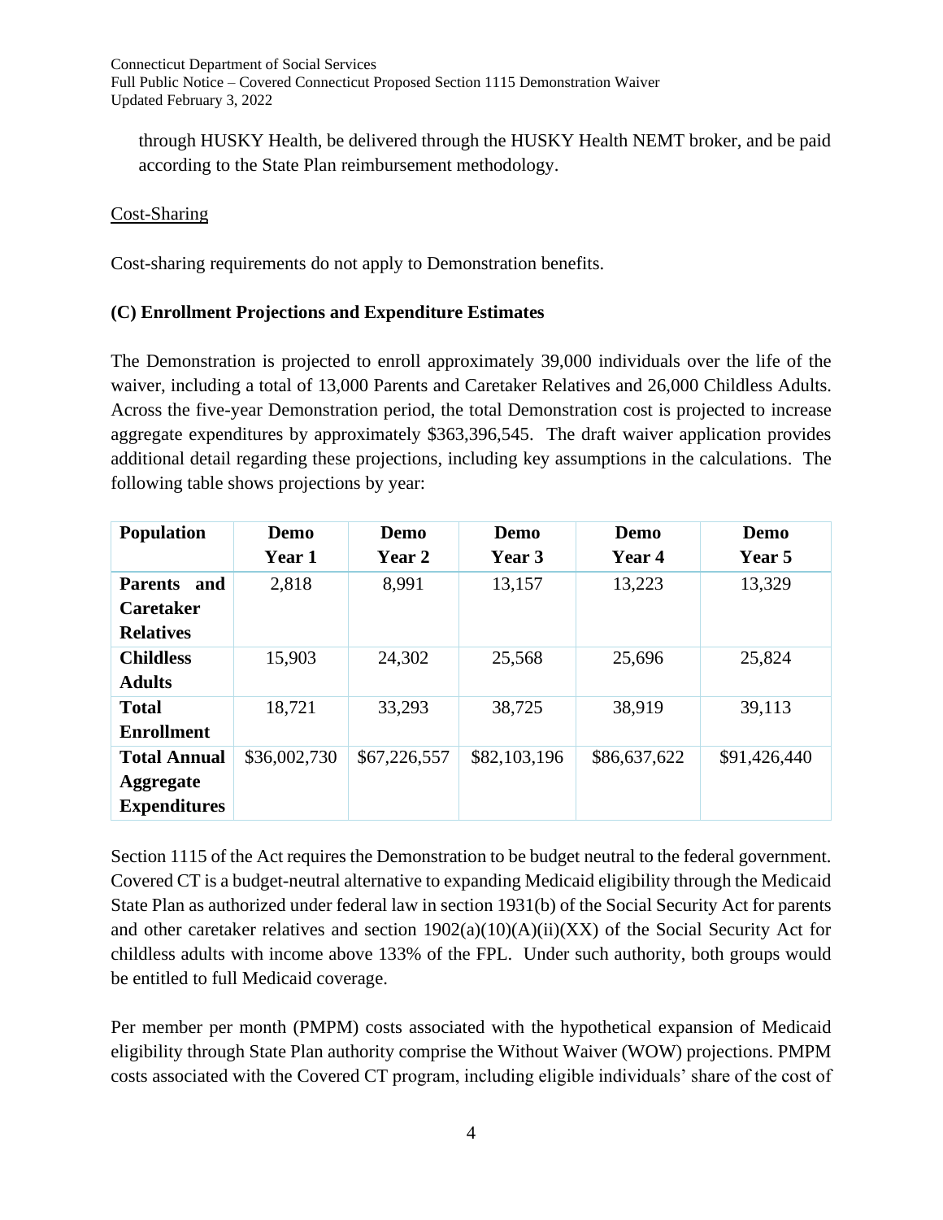through HUSKY Health, be delivered through the HUSKY Health NEMT broker, and be paid according to the State Plan reimbursement methodology.

Cost-Sharing

Cost-sharing requirements do not apply to Demonstration benefits.

**(C) Enrollment Projections and Expenditure Estimates**

The Demonstration is projected to enroll approximately 39,000 individuals over the life of the waiver, including a total of 13,000 Parents and Caretaker Relatives and 26,000 Childless Adults. Across the five-year Demonstration period, the total Demonstration cost is projected to increase aggregate expenditures by approximately $363,396,545. The draft waiver application provides additional detail regarding these projections, including key assumptions in the calculations. The following table shows projections by year:

| Population | Demo Year 1 | Demo Year 2 | Demo Year 3 | Demo Year 4 | Demo Year 5 |
|---|---|---|---|---|---|
| **Parents and Caretaker Relatives** | 2,818 | 8,991 | 13,157 | 13,223 | 13,329 |
| **Childless Adults** | 15,903 | 24,302 | 25,568 | 25,696 | 25,824 |
| **Total Enrollment** | 18,721 | 33,293 | 38,725 | 38,919 | 39,113 |
| **Total Annual Aggregate Expenditures** | $36,002,730 | $67,226,557 | $82,103,196 | $86,637,622 | $91,426,440 |

Section 1115 of the Act requires the Demonstration to be budget neutral to the federal government. Covered CT is a budget-neutral alternative to expanding Medicaid eligibility through the Medicaid State Plan as authorized under federal law in section 1931(b) of the Social Security Act for parents and other caretaker relatives and section 1902(a)(10)(A)(ii)(XX) of the Social Security Act for childless adults with income above 133% of the FPL. Under such authority, both groups would be entitled to full Medicaid coverage.

Per member per month (PMPM) costs associated with the hypothetical expansion of Medicaid eligibility through State Plan authority comprise the Without Waiver (WOW) projections. PMPM costs associated with the Covered CT program, including eligible individuals' share of the cost of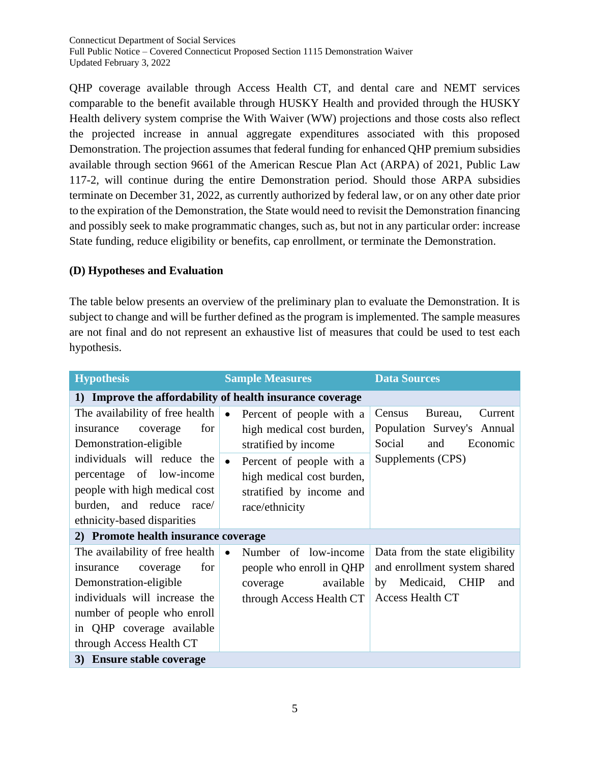QHP coverage available through Access Health CT, and dental care and NEMT services comparable to the benefit available through HUSKY Health and provided through the HUSKY Health delivery system comprise the With Waiver (WW) projections and those costs also reflect the projected increase in annual aggregate expenditures associated with this proposed Demonstration. The projection assumes that federal funding for enhanced QHP premium subsidies available through section 9661 of the American Rescue Plan Act (ARPA) of 2021, Public Law 117-2, will continue during the entire Demonstration period. Should those ARPA subsidies terminate on December 31, 2022, as currently authorized by federal law, or on any other date prior to the expiration of the Demonstration, the State would need to revisit the Demonstration financing and possibly seek to make programmatic changes, such as, but not in any particular order: increase State funding, reduce eligibility or benefits, cap enrollment, or terminate the Demonstration.

### (D) Hypotheses and Evaluation

The table below presents an overview of the preliminary plan to evaluate the Demonstration. It is subject to change and will be further defined as the program is implemented. The sample measures are not final and do not represent an exhaustive list of measures that could be used to test each hypothesis.

| Hypothesis | Sample Measures | Data Sources |
|---|---|---|
| **1) Improve the affordability of health insurance coverage** | | |
| The availability of free health insurance coverage for Demonstration-eligible individuals will reduce the percentage of low-income people with high medical cost burden, and reduce race/ethnicity-based disparities | • Percent of people with a high medical cost burden, stratified by income<br>• Percent of people with a high medical cost burden, stratified by income and race/ethnicity | Census Bureau, Current Population Survey's Annual Social and Economic Supplements (CPS) |
| **2) Promote health insurance coverage** | | |
| The availability of free health insurance coverage for Demonstration-eligible individuals will increase the number of people who enroll in QHP coverage available through Access Health CT | • Number of low-income people who enroll in QHP coverage available through Access Health CT | Data from the state eligibility and enrollment system shared by Medicaid, CHIP and Access Health CT |
| **3) Ensure stable coverage** | | |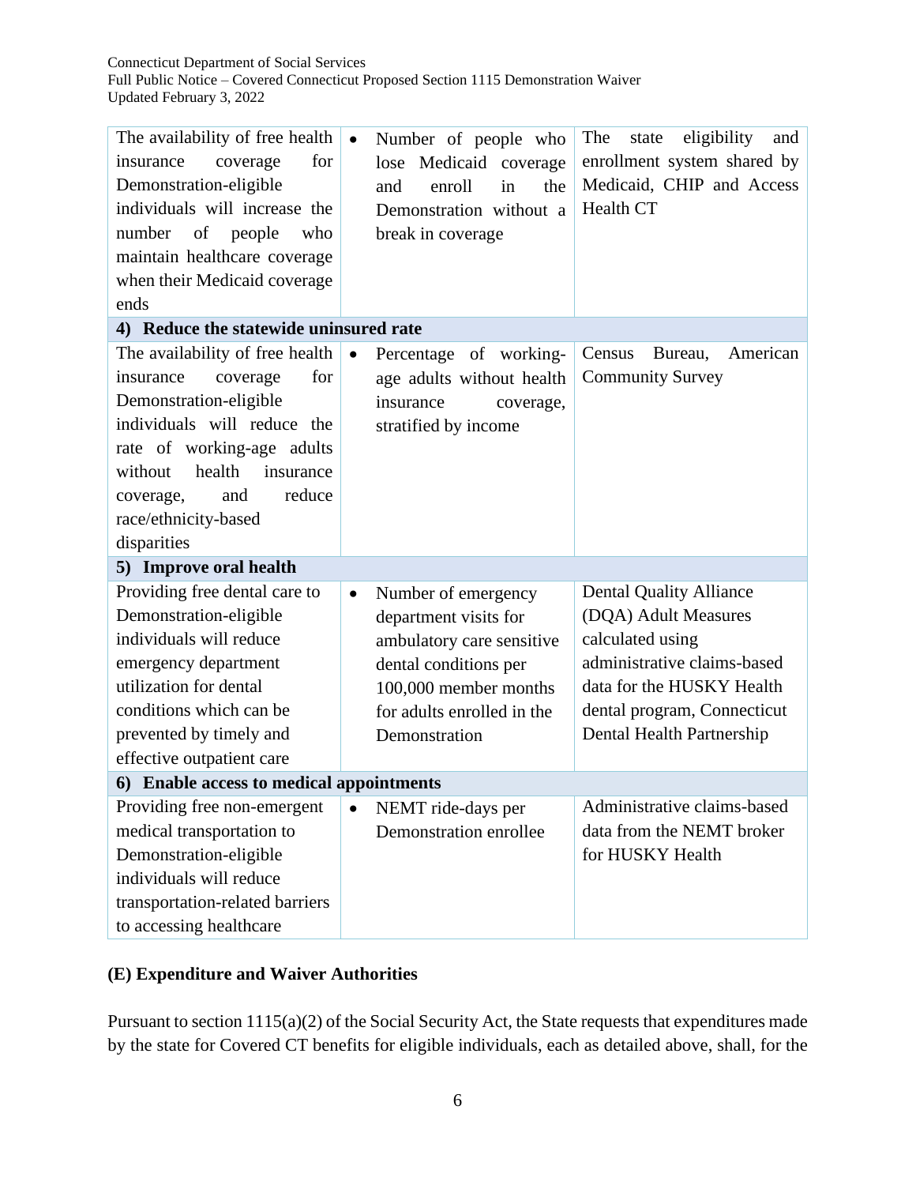| | | |
|---|---|---|
| The availability of free health insurance coverage for Demonstration-eligible individuals will increase the number of people who maintain healthcare coverage when their Medicaid coverage ends | • Number of people who lose Medicaid coverage and enroll in the Demonstration without a break in coverage | The state eligibility and enrollment system shared by Medicaid, CHIP and Access Health CT |
| **4) Reduce the statewide uninsured rate** | | |
| The availability of free health insurance coverage for Demonstration-eligible individuals will reduce the rate of working-age adults without health insurance coverage, and reduce race/ethnicity-based disparities | • Percentage of working-age adults without health insurance coverage, stratified by income | Census Bureau, American Community Survey |
| **5) Improve oral health** | | |
| Providing free dental care to Demonstration-eligible individuals will reduce emergency department utilization for dental conditions which can be prevented by timely and effective outpatient care | • Number of emergency department visits for ambulatory care sensitive dental conditions per 100,000 member months for adults enrolled in the Demonstration | Dental Quality Alliance (DQA) Adult Measures calculated using administrative claims-based data for the HUSKY Health dental program, Connecticut Dental Health Partnership |
| **6) Enable access to medical appointments** | | |
| Providing free non-emergent medical transportation to Demonstration-eligible individuals will reduce transportation-related barriers to accessing healthcare | • NEMT ride-days per Demonstration enrollee | Administrative claims-based data from the NEMT broker for HUSKY Health |

## (E) Expenditure and Waiver Authorities

Pursuant to section 1115(a)(2) of the Social Security Act, the State requests that expenditures made by the state for Covered CT benefits for eligible individuals, each as detailed above, shall, for the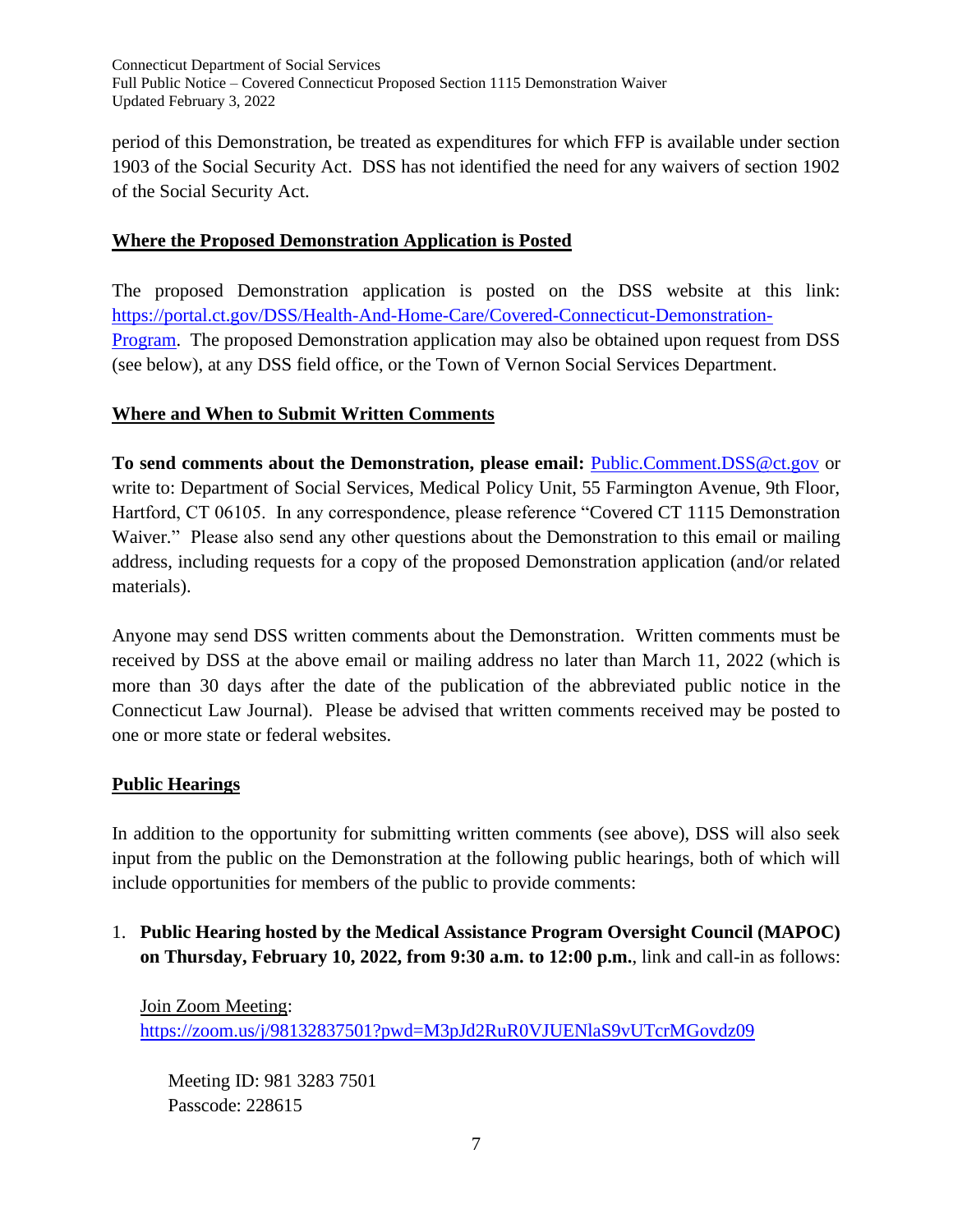period of this Demonstration, be treated as expenditures for which FFP is available under section 1903 of the Social Security Act. DSS has not identified the need for any waivers of section 1902 of the Social Security Act.

## Where the Proposed Demonstration Application is Posted

The proposed Demonstration application is posted on the DSS website at this link: [https://portal.ct.gov/DSS/Health-And-Home-Care/Covered-Connecticut-Demonstration-Program](https://portal.ct.gov/DSS/Health-And-Home-Care/Covered-Connecticut-Demonstration-Program). The proposed Demonstration application may also be obtained upon request from DSS (see below), at any DSS field office, or the Town of Vernon Social Services Department.

## Where and When to Submit Written Comments

**To send comments about the Demonstration, please email:** [Public.Comment.DSS@ct.gov](mailto:Public.Comment.DSS@ct.gov) or write to: Department of Social Services, Medical Policy Unit, 55 Farmington Avenue, 9th Floor, Hartford, CT 06105. In any correspondence, please reference "Covered CT 1115 Demonstration Waiver." Please also send any other questions about the Demonstration to this email or mailing address, including requests for a copy of the proposed Demonstration application (and/or related materials).

Anyone may send DSS written comments about the Demonstration. Written comments must be received by DSS at the above email or mailing address no later than March 11, 2022 (which is more than 30 days after the date of the publication of the abbreviated public notice in the Connecticut Law Journal). Please be advised that written comments received may be posted to one or more state or federal websites.

## Public Hearings

In addition to the opportunity for submitting written comments (see above), DSS will also seek input from the public on the Demonstration at the following public hearings, both of which will include opportunities for members of the public to provide comments:

1. **Public Hearing hosted by the Medical Assistance Program Oversight Council (MAPOC) on Thursday, February 10, 2022, from 9:30 a.m. to 12:00 p.m.**, link and call-in as follows:

   Join Zoom Meeting:
   [https://zoom.us/j/98132837501?pwd=M3pJd2RuR0VJUENlaS9vUTcrMGovdz09](https://zoom.us/j/98132837501?pwd=M3pJd2RuR0VJUENlaS9vUTcrMGovdz09)

   Meeting ID: 981 3283 7501
   Passcode: 228615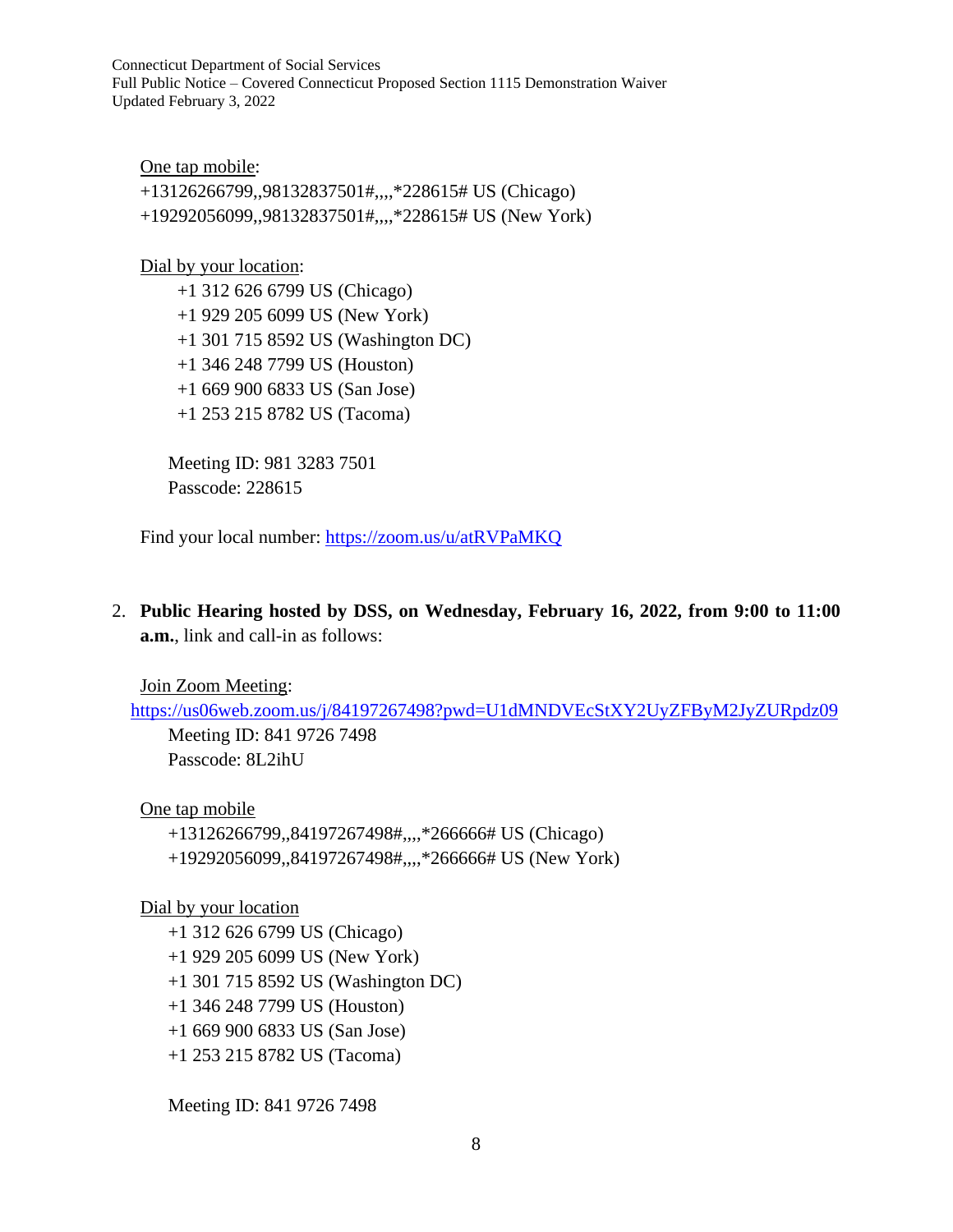One tap mobile:
+13126266799,,98132837501#,,,,*228615# US (Chicago)
+19292056099,,98132837501#,,,,*228615# US (New York)

Dial by your location:
+1 312 626 6799 US (Chicago)
+1 929 205 6099 US (New York)
+1 301 715 8592 US (Washington DC)
+1 346 248 7799 US (Houston)
+1 669 900 6833 US (San Jose)
+1 253 215 8782 US (Tacoma)

Meeting ID: 981 3283 7501
Passcode: 228615

Find your local number: https://zoom.us/u/atRVPaMKQ

2. **Public Hearing hosted by DSS, on Wednesday, February 16, 2022, from 9:00 to 11:00 a.m.**, link and call-in as follows:

Join Zoom Meeting:
https://us06web.zoom.us/j/84197267498?pwd=U1dMNDVEcStXY2UyZFByM2JyZURpdz09
Meeting ID: 841 9726 7498
Passcode: 8L2ihU

One tap mobile
+13126266799,,84197267498#,,,,*266666# US (Chicago)
+19292056099,,84197267498#,,,,*266666# US (New York)

Dial by your location
+1 312 626 6799 US (Chicago)
+1 929 205 6099 US (New York)
+1 301 715 8592 US (Washington DC)
+1 346 248 7799 US (Houston)
+1 669 900 6833 US (San Jose)
+1 253 215 8782 US (Tacoma)

Meeting ID: 841 9726 7498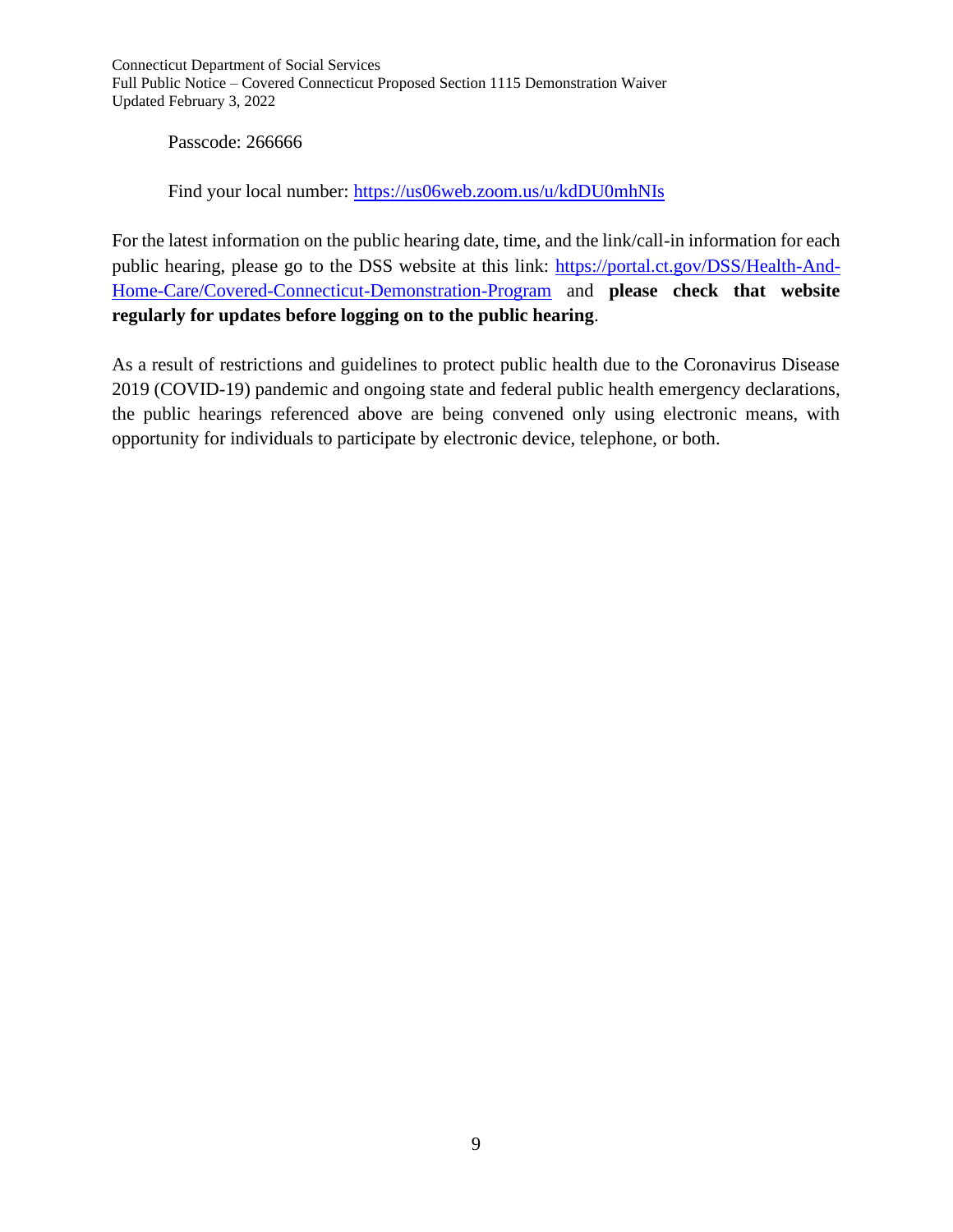Passcode: 266666

Find your local number: https://us06web.zoom.us/u/kdDU0mhNIs

For the latest information on the public hearing date, time, and the link/call-in information for each public hearing, please go to the DSS website at this link: https://portal.ct.gov/DSS/Health-And-Home-Care/Covered-Connecticut-Demonstration-Program and **please check that website regularly for updates before logging on to the public hearing**.

As a result of restrictions and guidelines to protect public health due to the Coronavirus Disease 2019 (COVID-19) pandemic and ongoing state and federal public health emergency declarations, the public hearings referenced above are being convened only using electronic means, with opportunity for individuals to participate by electronic device, telephone, or both.